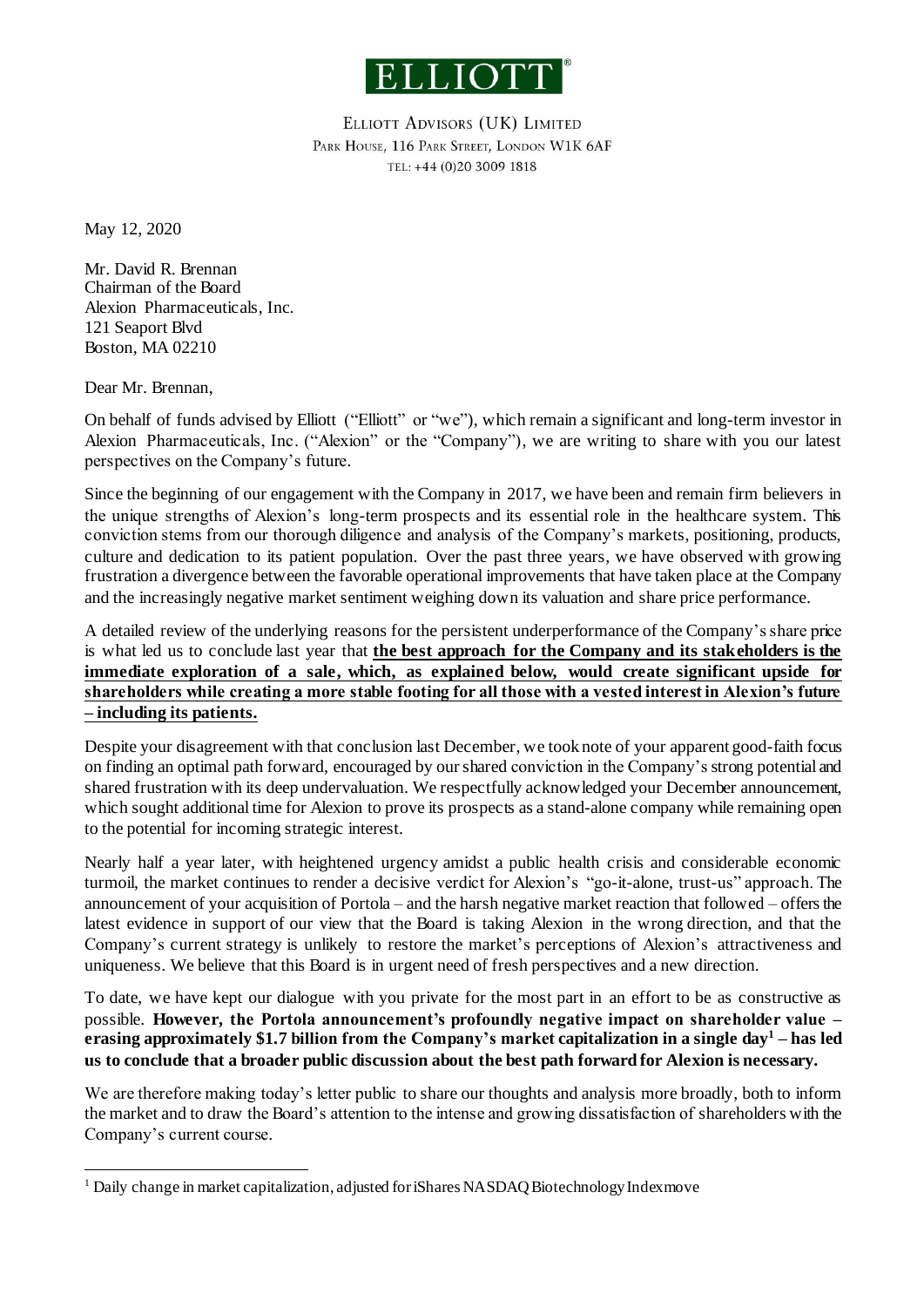# ELLIOTT

ELLIOTT ADVISORS (UK) LIMITED
PARK HOUSE, 116 PARK STREET, LONDON W1K 6AF
TEL: +44 (0)20 3009 1818

May 12, 2020

Mr. David R. Brennan
Chairman of the Board
Alexion Pharmaceuticals, Inc.
121 Seaport Blvd
Boston, MA 02210

Dear Mr. Brennan,

On behalf of funds advised by Elliott ("Elliott" or "we"), which remain a significant and long-term investor in Alexion Pharmaceuticals, Inc. ("Alexion" or the "Company"), we are writing to share with you our latest perspectives on the Company's future.

Since the beginning of our engagement with the Company in 2017, we have been and remain firm believers in the unique strengths of Alexion's long-term prospects and its essential role in the healthcare system. This conviction stems from our thorough diligence and analysis of the Company's markets, positioning, products, culture and dedication to its patient population. Over the past three years, we have observed with growing frustration a divergence between the favorable operational improvements that have taken place at the Company and the increasingly negative market sentiment weighing down its valuation and share price performance.

A detailed review of the underlying reasons for the persistent underperformance of the Company's share price is what led us to conclude last year that **the best approach for the Company and its stakeholders is the immediate exploration of a sale, which, as explained below, would create significant upside for shareholders while creating a more stable footing for all those with a vested interest in Alexion's future – including its patients.**

Despite your disagreement with that conclusion last December, we took note of your apparent good-faith focus on finding an optimal path forward, encouraged by our shared conviction in the Company's strong potential and shared frustration with its deep undervaluation. We respectfully acknowledged your December announcement, which sought additional time for Alexion to prove its prospects as a stand-alone company while remaining open to the potential for incoming strategic interest.

Nearly half a year later, with heightened urgency amidst a public health crisis and considerable economic turmoil, the market continues to render a decisive verdict for Alexion's "go-it-alone, trust-us" approach. The announcement of your acquisition of Portola – and the harsh negative market reaction that followed – offers the latest evidence in support of our view that the Board is taking Alexion in the wrong direction, and that the Company's current strategy is unlikely to restore the market's perceptions of Alexion's attractiveness and uniqueness. We believe that this Board is in urgent need of fresh perspectives and a new direction.

To date, we have kept our dialogue with you private for the most part in an effort to be as constructive as possible. **However, the Portola announcement's profoundly negative impact on shareholder value – erasing approximately $1.7 billion from the Company's market capitalization in a single day[1] – has led us to conclude that a broader public discussion about the best path forward for Alexion is necessary.**

We are therefore making today's letter public to share our thoughts and analysis more broadly, both to inform the market and to draw the Board's attention to the intense and growing dissatisfaction of shareholders with the Company's current course.

[1] Daily change in market capitalization, adjusted for iShares NASDAQ Biotechnology Index move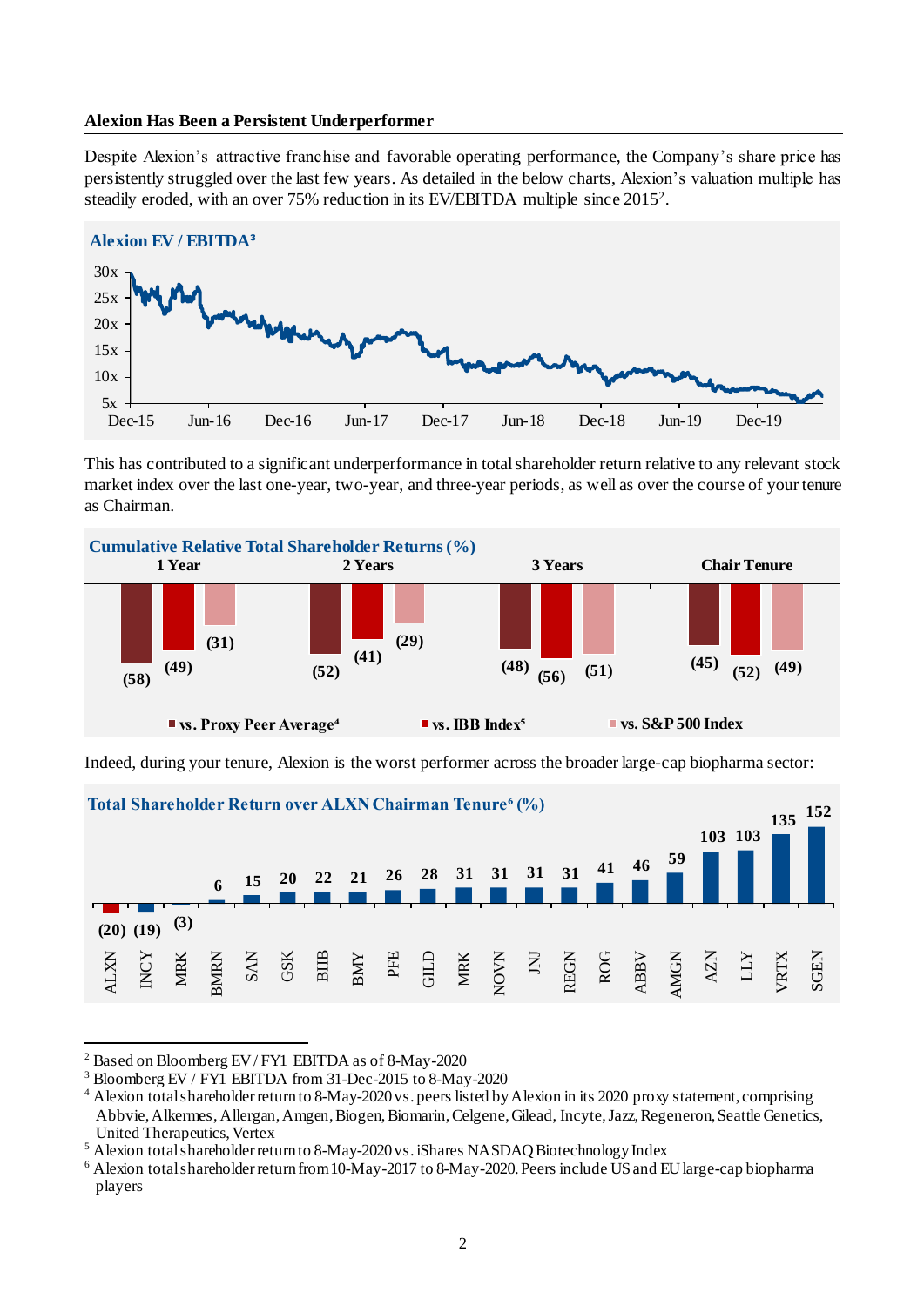### Alexion Has Been a Persistent Underperformer

Despite Alexion's attractive franchise and favorable operating performance, the Company's share price has persistently struggled over the last few years. As detailed in the below charts, Alexion's valuation multiple has steadily eroded, with an over 75% reduction in its EV/EBITDA multiple since 2015[2].

**Alexion EV / EBITDA[3]**

This has contributed to a significant underperformance in total shareholder return relative to any relevant stock market index over the last one-year, two-year, and three-year periods, as well as over the course of your tenure as Chairman.

**Cumulative Relative Total Shareholder Returns (%)**

| | 1 Year | 2 Years | 3 Years | Chair Tenure |
|---|---|---|---|---|
| vs. Proxy Peer Average[4] | (58) | (52) | (48) | (45) |
| vs. IBB Index[5] | (49) | (41) | (56) | (52) |
| vs. S&P 500 Index | (31) | (29) | (51) | (49) |

Indeed, during your tenure, Alexion is the worst performer across the broader large-cap biopharma sector:

**Total Shareholder Return over ALXN Chairman Tenure[6] (%)**

| Company | TSR (%) |
|---|---|
| ALXN | (20) |
| INCY | (19) |
| MRK | (3) |
| BMRN | 6 |
| SAN | 15 |
| GSK | 20 |
| BIIB | 22 |
| BMY | 21 |
| PFE | 26 |
| GILD | 28 |
| MRK | 31 |
| NOVN | 31 |
| JNJ | 31 |
| REGN | 31 |
| ROG | 41 |
| ABBV | 46 |
| AMGN | 59 |
| AZN | 103 |
| LLY | 103 |
| VRTX | 135 |
| SGEN | 152 |

---

[2] Based on Bloomberg EV / FY1 EBITDA as of 8-May-2020

[3] Bloomberg EV / FY1 EBITDA from 31-Dec-2015 to 8-May-2020

[4] Alexion total shareholder return to 8-May-2020 vs. peers listed by Alexion in its 2020 proxy statement, comprising Abbvie, Alkermes, Allergan, Amgen, Biogen, Biomarin, Celgene, Gilead, Incyte, Jazz, Regeneron, Seattle Genetics, United Therapeutics, Vertex

[5] Alexion total shareholder return to 8-May-2020 vs. iShares NASDAQ Biotechnology Index

[6] Alexion total shareholder return from 10-May-2017 to 8-May-2020. Peers include US and EU large-cap biopharma players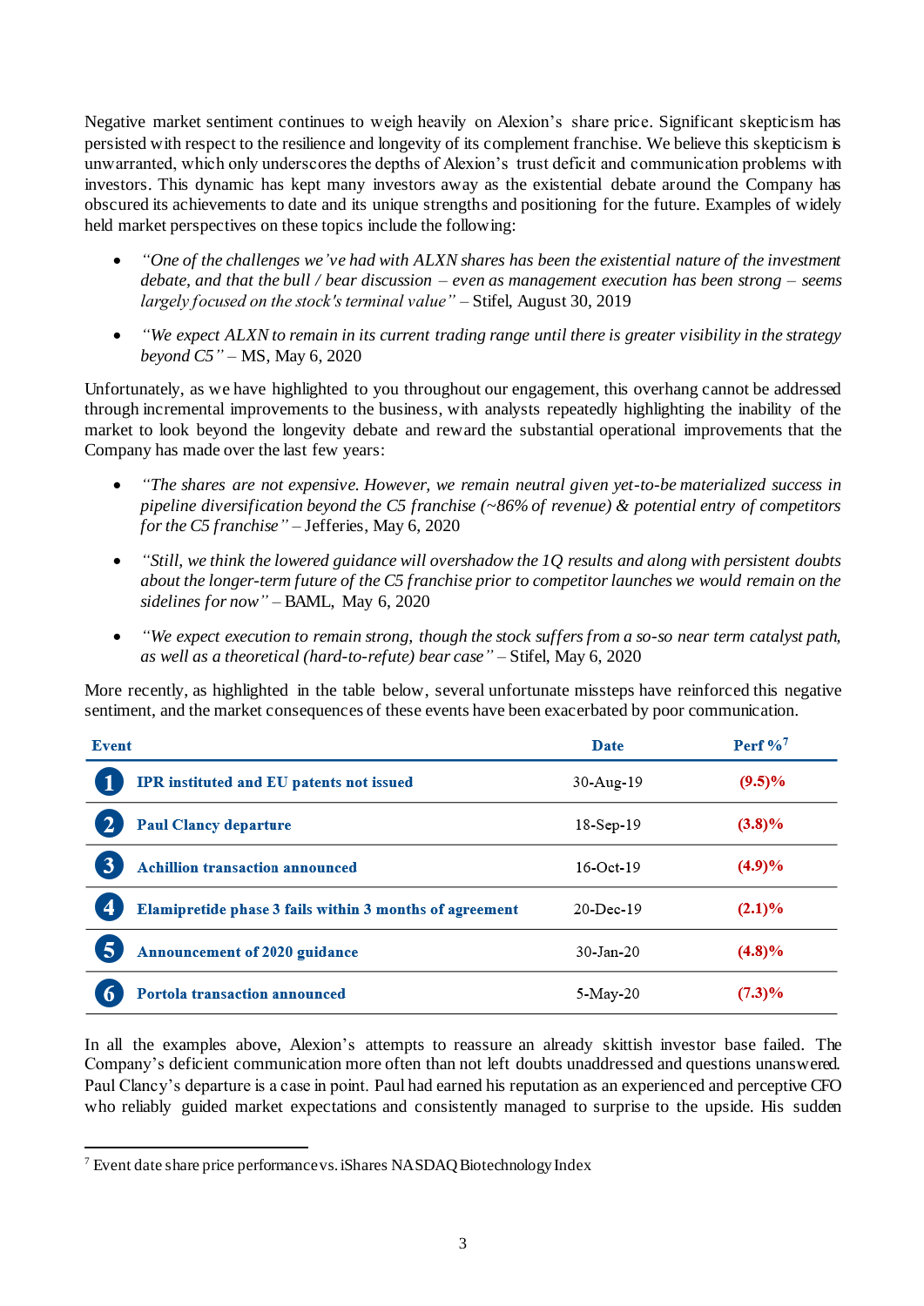Negative market sentiment continues to weigh heavily on Alexion's share price. Significant skepticism has persisted with respect to the resilience and longevity of its complement franchise. We believe this skepticism is unwarranted, which only underscores the depths of Alexion's trust deficit and communication problems with investors. This dynamic has kept many investors away as the existential debate around the Company has obscured its achievements to date and its unique strengths and positioning for the future. Examples of widely held market perspectives on these topics include the following:

- *"One of the challenges we've had with ALXN shares has been the existential nature of the investment debate, and that the bull / bear discussion – even as management execution has been strong – seems largely focused on the stock's terminal value"* – Stifel, August 30, 2019
- *"We expect ALXN to remain in its current trading range until there is greater visibility in the strategy beyond C5"* – MS, May 6, 2020

Unfortunately, as we have highlighted to you throughout our engagement, this overhang cannot be addressed through incremental improvements to the business, with analysts repeatedly highlighting the inability of the market to look beyond the longevity debate and reward the substantial operational improvements that the Company has made over the last few years:

- *"The shares are not expensive. However, we remain neutral given yet-to-be materialized success in pipeline diversification beyond the C5 franchise (~86% of revenue) & potential entry of competitors for the C5 franchise"* – Jefferies, May 6, 2020
- *"Still, we think the lowered guidance will overshadow the 1Q results and along with persistent doubts about the longer-term future of the C5 franchise prior to competitor launches we would remain on the sidelines for now"* – BAML, May 6, 2020
- *"We expect execution to remain strong, though the stock suffers from a so-so near term catalyst path, as well as a theoretical (hard-to-refute) bear case"* – Stifel, May 6, 2020

More recently, as highlighted in the table below, several unfortunate missteps have reinforced this negative sentiment, and the market consequences of these events have been exacerbated by poor communication.

| Event | | Date | Perf %[7] |
|---|---|---|---|
| 1 | **IPR instituted and EU patents not issued** | 30-Aug-19 | **(9.5)%** |
| 2 | **Paul Clancy departure** | 18-Sep-19 | **(3.8)%** |
| 3 | **Achillion transaction announced** | 16-Oct-19 | **(4.9)%** |
| 4 | **Elamipretide phase 3 fails within 3 months of agreement** | 20-Dec-19 | **(2.1)%** |
| 5 | **Announcement of 2020 guidance** | 30-Jan-20 | **(4.8)%** |
| 6 | **Portola transaction announced** | 5-May-20 | **(7.3)%** |

In all the examples above, Alexion's attempts to reassure an already skittish investor base failed. The Company's deficient communication more often than not left doubts unaddressed and questions unanswered. Paul Clancy's departure is a case in point. Paul had earned his reputation as an experienced and perceptive CFO who reliably guided market expectations and consistently managed to surprise to the upside. His sudden

[7] Event date share price performance vs. iShares NASDAQ Biotechnology Index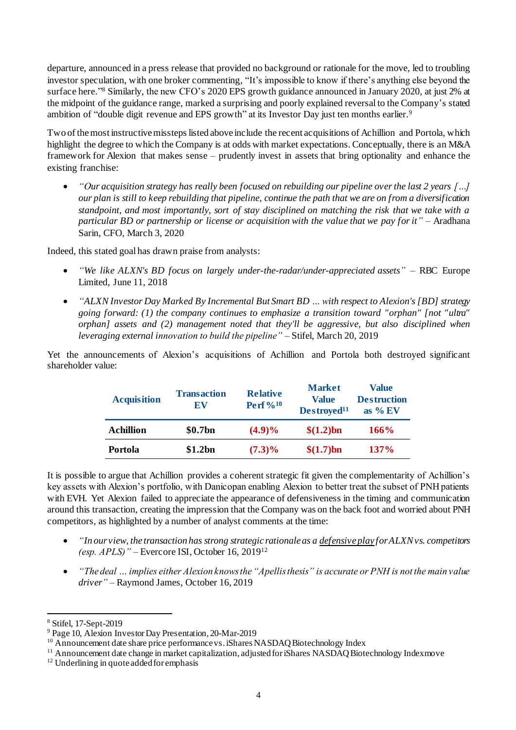departure, announced in a press release that provided no background or rationale for the move, led to troubling investor speculation, with one broker commenting, "It's impossible to know if there's anything else beyond the surface here."[8] Similarly, the new CFO's 2020 EPS growth guidance announced in January 2020, at just 2% at the midpoint of the guidance range, marked a surprising and poorly explained reversal to the Company's stated ambition of "double digit revenue and EPS growth" at its Investor Day just ten months earlier.[9]

Two of the most instructive missteps listed above include the recent acquisitions of Achillion and Portola, which highlight the degree to which the Company is at odds with market expectations. Conceptually, there is an M&A framework for Alexion that makes sense – prudently invest in assets that bring optionality and enhance the existing franchise:

- *"Our acquisition strategy has really been focused on rebuilding our pipeline over the last 2 years […] our plan is still to keep rebuilding that pipeline, continue the path that we are on from a diversification standpoint, and most importantly, sort of stay disciplined on matching the risk that we take with a particular BD or partnership or license or acquisition with the value that we pay for it"* – Aradhana Sarin, CFO, March 3, 2020

Indeed, this stated goal has drawn praise from analysts:

- *"We like ALXN's BD focus on largely under-the-radar/under-appreciated assets"* – RBC Europe Limited, June 11, 2018
- *"ALXN Investor Day Marked By Incremental But Smart BD ... with respect to Alexion's [BD] strategy going forward: (1) the company continues to emphasize a transition toward "orphan" [not "ultra" orphan] assets and (2) management noted that they'll be aggressive, but also disciplined when leveraging external innovation to build the pipeline"* – Stifel, March 20, 2019

Yet the announcements of Alexion's acquisitions of Achillion and Portola both destroyed significant shareholder value:

| Acquisition | Transaction EV | Relative Perf %[10] | Market Value Destroyed[11] | Value Destruction as % EV |
|---|---|---|---|---|
| **Achillion** | **\$0.7bn** | **(4.9)%** | **\$(1.2)bn** | **166%** |
| **Portola** | **\$1.2bn** | **(7.3)%** | **\$(1.7)bn** | **137%** |

It is possible to argue that Achillion provides a coherent strategic fit given the complementarity of Achillion's key assets with Alexion's portfolio, with Danicopan enabling Alexion to better treat the subset of PNH patients with EVH. Yet Alexion failed to appreciate the appearance of defensiveness in the timing and communication around this transaction, creating the impression that the Company was on the back foot and worried about PNH competitors, as highlighted by a number of analyst comments at the time:

- *"In our view, the transaction has strong strategic rationale as a <u>defensive play</u> for ALXN vs. competitors (esp. APLS)"* – Evercore ISI, October 16, 2019[12]
- *"The deal ... implies either Alexion knows the "Apellis thesis" is accurate or PNH is not the main value driver"* – Raymond James, October 16, 2019

---

[8] Stifel, 17-Sept-2019

[9] Page 10, Alexion Investor Day Presentation, 20-Mar-2019

[10] Announcement date share price performance vs. iShares NASDAQ Biotechnology Index

[11] Announcement date change in market capitalization, adjusted for iShares NASDAQ Biotechnology Index move

[12] Underlining in quote added for emphasis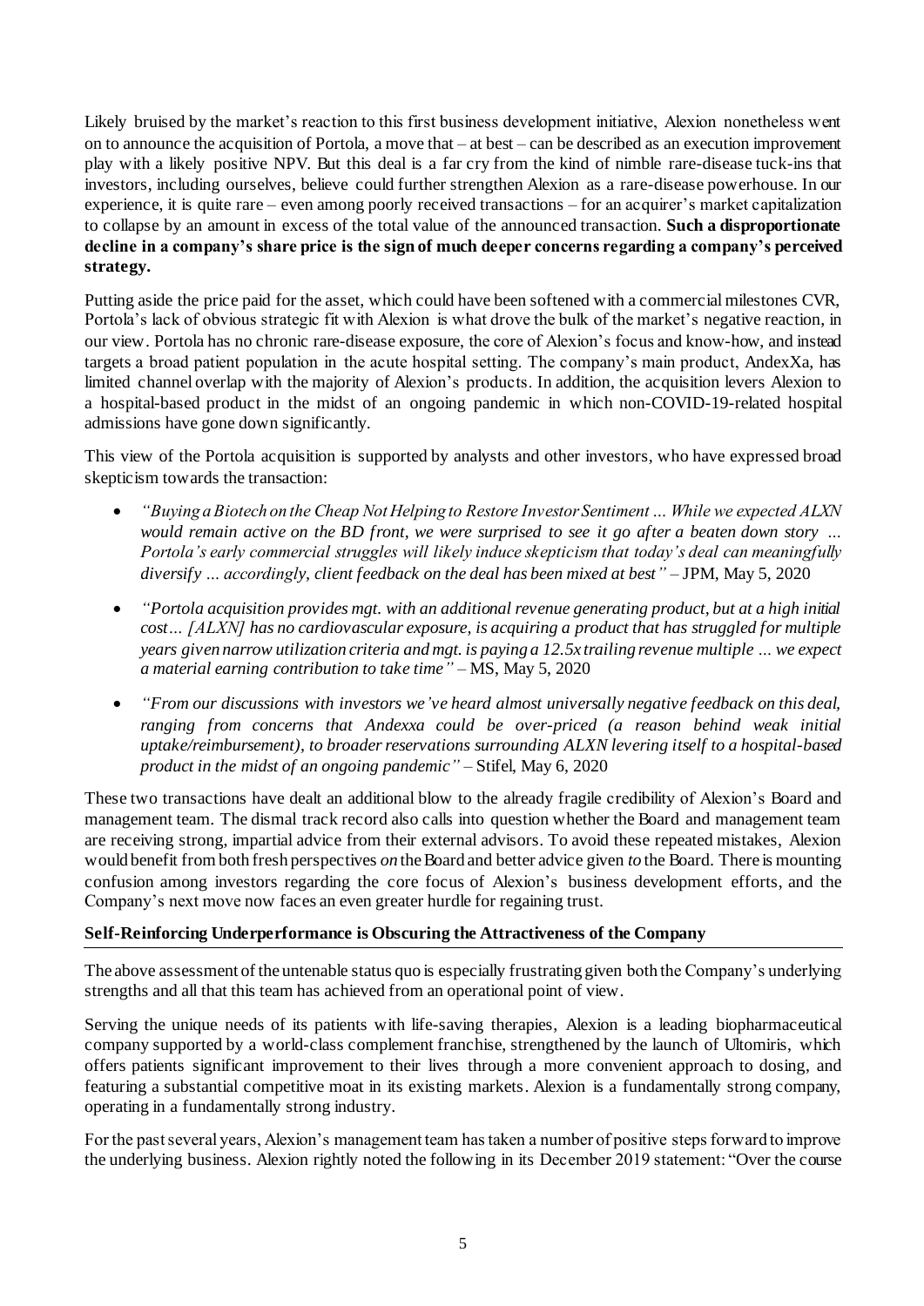Likely bruised by the market's reaction to this first business development initiative, Alexion nonetheless went on to announce the acquisition of Portola, a move that – at best – can be described as an execution improvement play with a likely positive NPV. But this deal is a far cry from the kind of nimble rare-disease tuck-ins that investors, including ourselves, believe could further strengthen Alexion as a rare-disease powerhouse. In our experience, it is quite rare – even among poorly received transactions – for an acquirer's market capitalization to collapse by an amount in excess of the total value of the announced transaction. **Such a disproportionate decline in a company's share price is the sign of much deeper concerns regarding a company's perceived strategy.**

Putting aside the price paid for the asset, which could have been softened with a commercial milestones CVR, Portola's lack of obvious strategic fit with Alexion is what drove the bulk of the market's negative reaction, in our view. Portola has no chronic rare-disease exposure, the core of Alexion's focus and know-how, and instead targets a broad patient population in the acute hospital setting. The company's main product, AndexXa, has limited channel overlap with the majority of Alexion's products. In addition, the acquisition levers Alexion to a hospital-based product in the midst of an ongoing pandemic in which non-COVID-19-related hospital admissions have gone down significantly.

This view of the Portola acquisition is supported by analysts and other investors, who have expressed broad skepticism towards the transaction:

- *"Buying a Biotech on the Cheap Not Helping to Restore Investor Sentiment … While we expected ALXN would remain active on the BD front, we were surprised to see it go after a beaten down story … Portola's early commercial struggles will likely induce skepticism that today's deal can meaningfully diversify … accordingly, client feedback on the deal has been mixed at best"* – JPM, May 5, 2020
- *"Portola acquisition provides mgt. with an additional revenue generating product, but at a high initial cost… [ALXN] has no cardiovascular exposure, is acquiring a product that has struggled for multiple years given narrow utilization criteria and mgt. is paying a 12.5x trailing revenue multiple … we expect a material earning contribution to take time"* – MS, May 5, 2020
- *"From our discussions with investors we've heard almost universally negative feedback on this deal, ranging from concerns that Andexxa could be over-priced (a reason behind weak initial uptake/reimbursement), to broader reservations surrounding ALXN levering itself to a hospital-based product in the midst of an ongoing pandemic"* – Stifel, May 6, 2020

These two transactions have dealt an additional blow to the already fragile credibility of Alexion's Board and management team. The dismal track record also calls into question whether the Board and management team are receiving strong, impartial advice from their external advisors. To avoid these repeated mistakes, Alexion would benefit from both fresh perspectives *on* the Board and better advice given *to* the Board. There is mounting confusion among investors regarding the core focus of Alexion's business development efforts, and the Company's next move now faces an even greater hurdle for regaining trust.

**Self-Reinforcing Underperformance is Obscuring the Attractiveness of the Company**

The above assessment of the untenable status quo is especially frustrating given both the Company's underlying strengths and all that this team has achieved from an operational point of view.

Serving the unique needs of its patients with life-saving therapies, Alexion is a leading biopharmaceutical company supported by a world-class complement franchise, strengthened by the launch of Ultomiris, which offers patients significant improvement to their lives through a more convenient approach to dosing, and featuring a substantial competitive moat in its existing markets. Alexion is a fundamentally strong company, operating in a fundamentally strong industry.

For the past several years, Alexion's management team has taken a number of positive steps forward to improve the underlying business. Alexion rightly noted the following in its December 2019 statement: "Over the course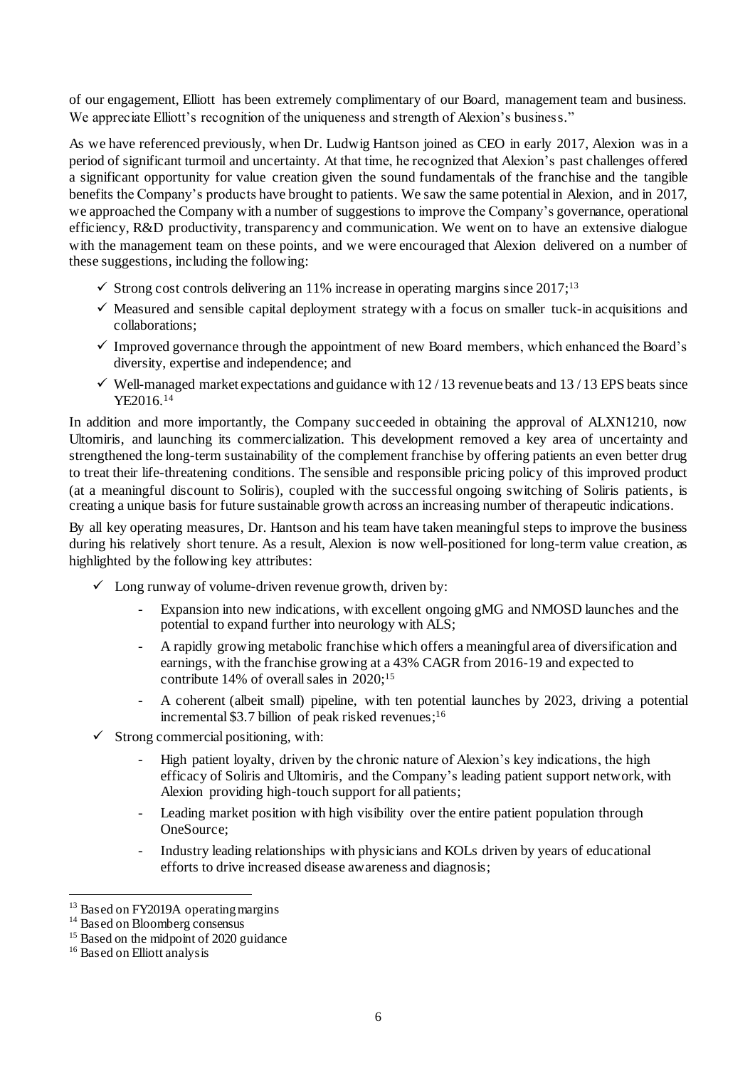of our engagement, Elliott has been extremely complimentary of our Board, management team and business. We appreciate Elliott's recognition of the uniqueness and strength of Alexion's business."

As we have referenced previously, when Dr. Ludwig Hantson joined as CEO in early 2017, Alexion was in a period of significant turmoil and uncertainty. At that time, he recognized that Alexion's past challenges offered a significant opportunity for value creation given the sound fundamentals of the franchise and the tangible benefits the Company's products have brought to patients. We saw the same potential in Alexion, and in 2017, we approached the Company with a number of suggestions to improve the Company's governance, operational efficiency, R&D productivity, transparency and communication. We went on to have an extensive dialogue with the management team on these points, and we were encouraged that Alexion delivered on a number of these suggestions, including the following:

- ✓ Strong cost controls delivering an 11% increase in operating margins since 2017;[13]
- ✓ Measured and sensible capital deployment strategy with a focus on smaller tuck-in acquisitions and collaborations;
- ✓ Improved governance through the appointment of new Board members, which enhanced the Board's diversity, expertise and independence; and
- ✓ Well-managed market expectations and guidance with 12 / 13 revenue beats and 13 / 13 EPS beats since YE2016.[14]

In addition and more importantly, the Company succeeded in obtaining the approval of ALXN1210, now Ultomiris, and launching its commercialization. This development removed a key area of uncertainty and strengthened the long-term sustainability of the complement franchise by offering patients an even better drug to treat their life-threatening conditions. The sensible and responsible pricing policy of this improved product (at a meaningful discount to Soliris), coupled with the successful ongoing switching of Soliris patients, is creating a unique basis for future sustainable growth across an increasing number of therapeutic indications.

By all key operating measures, Dr. Hantson and his team have taken meaningful steps to improve the business during his relatively short tenure. As a result, Alexion is now well-positioned for long-term value creation, as highlighted by the following key attributes:

- ✓ Long runway of volume-driven revenue growth, driven by:
  - Expansion into new indications, with excellent ongoing gMG and NMOSD launches and the potential to expand further into neurology with ALS;
  - A rapidly growing metabolic franchise which offers a meaningful area of diversification and earnings, with the franchise growing at a 43% CAGR from 2016-19 and expected to contribute 14% of overall sales in 2020;[15]
  - A coherent (albeit small) pipeline, with ten potential launches by 2023, driving a potential incremental $3.7 billion of peak risked revenues;[16]
- ✓ Strong commercial positioning, with:
  - High patient loyalty, driven by the chronic nature of Alexion's key indications, the high efficacy of Soliris and Ultomiris, and the Company's leading patient support network, with Alexion providing high-touch support for all patients;
  - Leading market position with high visibility over the entire patient population through OneSource;
  - Industry leading relationships with physicians and KOLs driven by years of educational efforts to drive increased disease awareness and diagnosis;

---

[13] Based on FY2019A operating margins

[14] Based on Bloomberg consensus

[15] Based on the midpoint of 2020 guidance

[16] Based on Elliott analysis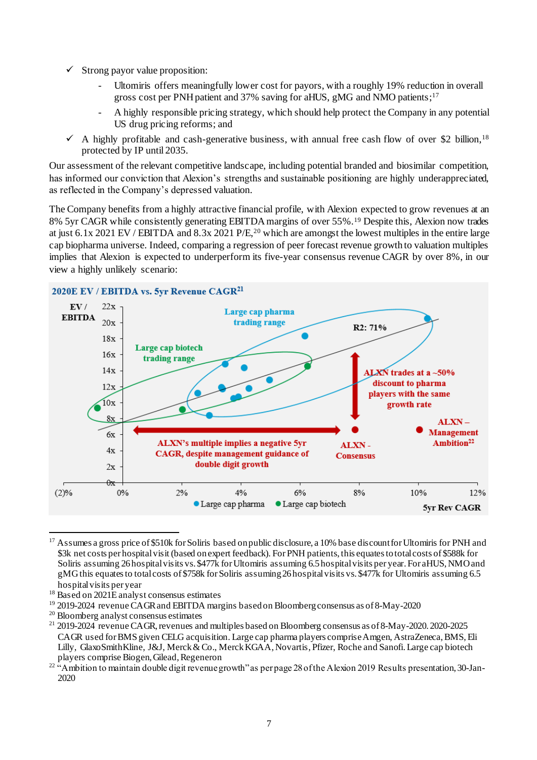- ✓ Strong payor value proposition:
  - Ultomiris offers meaningfully lower cost for payors, with a roughly 19% reduction in overall gross cost per PNH patient and 37% saving for aHUS, gMG and NMO patients;[17]
  - A highly responsible pricing strategy, which should help protect the Company in any potential US drug pricing reforms; and
- ✓ A highly profitable and cash-generative business, with annual free cash flow of over $2 billion,[18] protected by IP until 2035.

Our assessment of the relevant competitive landscape, including potential branded and biosimilar competition, has informed our conviction that Alexion's strengths and sustainable positioning are highly underappreciated, as reflected in the Company's depressed valuation.

The Company benefits from a highly attractive financial profile, with Alexion expected to grow revenues at an 8% 5yr CAGR while consistently generating EBITDA margins of over 55%.[19] Despite this, Alexion now trades at just 6.1x 2021 EV / EBITDA and 8.3x 2021 P/E,[20] which are amongst the lowest multiples in the entire large cap biopharma universe. Indeed, comparing a regression of peer forecast revenue growth to valuation multiples implies that Alexion is expected to underperform its five-year consensus revenue CAGR by over 8%, in our view a highly unlikely scenario:

**2020E EV / EBITDA vs. 5yr Revenue CAGR[21]**

EV / EBITDA (0x–22x) vs. 5yr Rev CAGR ((2)%–12%)

- Large cap pharma trading range
- Large cap biotech trading range
- $R^2$: 71%
- ALXN trades at a ~50% discount to pharma players with the same growth rate
- ALXN's multiple implies a negative 5yr CAGR, despite management guidance of double digit growth
- ALXN - Consensus
- ALXN – Management Ambition[22]

Legend: ● Large cap pharma ● Large cap biotech

---

[17] Assumes a gross price of $510k for Soliris based on public disclosure, a 10% base discount for Ultomiris for PNH and $3k net costs per hospital visit (based on expert feedback). For PNH patients, this equates to total costs of $588k for Soliris assuming 26 hospital visits vs. $477k for Ultomiris assuming 6.5 hospital visits per year. For aHUS, NMO and gMG this equates to total costs of $758k for Soliris assuming 26 hospital visits vs. $477k for Ultomiris assuming 6.5 hospital visits per year

[18] Based on 2021E analyst consensus estimates

[19] 2019-2024 revenue CAGR and EBITDA margins based on Bloomberg consensus as of 8-May-2020

[20] Bloomberg analyst consensus estimates

[21] 2019-2024 revenue CAGR, revenues and multiples based on Bloomberg consensus as of 8-May-2020. 2020-2025 CAGR used for BMS given CELG acquisition. Large cap pharma players comprise Amgen, AstraZeneca, BMS, Eli Lilly, GlaxoSmithKline, J&J, Merck & Co., Merck KGAA, Novartis, Pfizer, Roche and Sanofi. Large cap biotech players comprise Biogen, Gilead, Regeneron

[22] "Ambition to maintain double digit revenue growth" as per page 28 of the Alexion 2019 Results presentation, 30-Jan-2020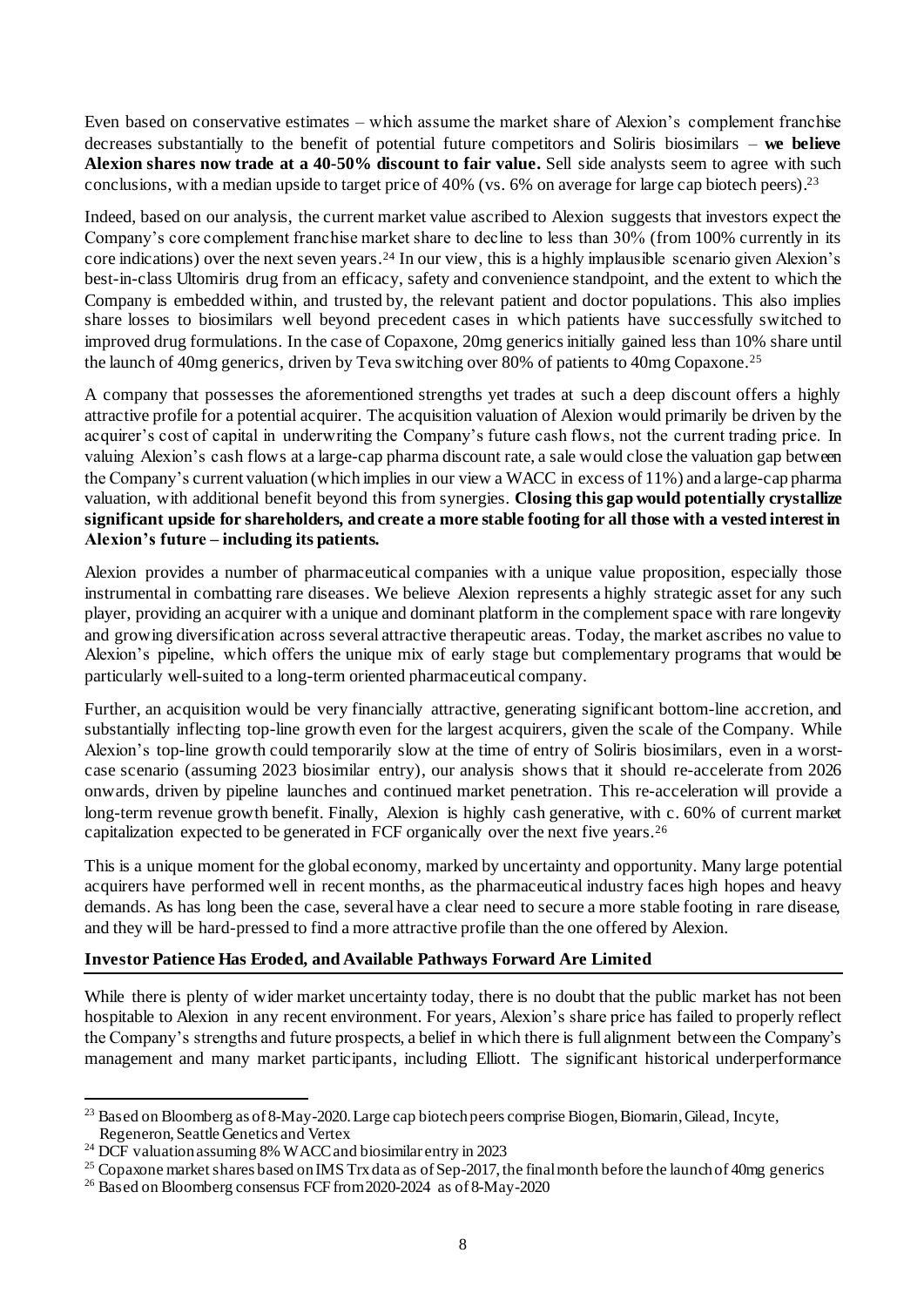Even based on conservative estimates – which assume the market share of Alexion's complement franchise decreases substantially to the benefit of potential future competitors and Soliris biosimilars – **we believe Alexion shares now trade at a 40-50% discount to fair value.** Sell side analysts seem to agree with such conclusions, with a median upside to target price of 40% (vs. 6% on average for large cap biotech peers).[23]

Indeed, based on our analysis, the current market value ascribed to Alexion suggests that investors expect the Company's core complement franchise market share to decline to less than 30% (from 100% currently in its core indications) over the next seven years.[24] In our view, this is a highly implausible scenario given Alexion's best-in-class Ultomiris drug from an efficacy, safety and convenience standpoint, and the extent to which the Company is embedded within, and trusted by, the relevant patient and doctor populations. This also implies share losses to biosimilars well beyond precedent cases in which patients have successfully switched to improved drug formulations. In the case of Copaxone, 20mg generics initially gained less than 10% share until the launch of 40mg generics, driven by Teva switching over 80% of patients to 40mg Copaxone.[25]

A company that possesses the aforementioned strengths yet trades at such a deep discount offers a highly attractive profile for a potential acquirer. The acquisition valuation of Alexion would primarily be driven by the acquirer's cost of capital in underwriting the Company's future cash flows, not the current trading price. In valuing Alexion's cash flows at a large-cap pharma discount rate, a sale would close the valuation gap between the Company's current valuation (which implies in our view a WACC in excess of 11%) and a large-cap pharma valuation, with additional benefit beyond this from synergies. **Closing this gap would potentially crystallize significant upside for shareholders, and create a more stable footing for all those with a vested interest in Alexion's future – including its patients.**

Alexion provides a number of pharmaceutical companies with a unique value proposition, especially those instrumental in combatting rare diseases. We believe Alexion represents a highly strategic asset for any such player, providing an acquirer with a unique and dominant platform in the complement space with rare longevity and growing diversification across several attractive therapeutic areas. Today, the market ascribes no value to Alexion's pipeline, which offers the unique mix of early stage but complementary programs that would be particularly well-suited to a long-term oriented pharmaceutical company.

Further, an acquisition would be very financially attractive, generating significant bottom-line accretion, and substantially inflecting top-line growth even for the largest acquirers, given the scale of the Company. While Alexion's top-line growth could temporarily slow at the time of entry of Soliris biosimilars, even in a worst-case scenario (assuming 2023 biosimilar entry), our analysis shows that it should re-accelerate from 2026 onwards, driven by pipeline launches and continued market penetration. This re-acceleration will provide a long-term revenue growth benefit. Finally, Alexion is highly cash generative, with c. 60% of current market capitalization expected to be generated in FCF organically over the next five years.[26]

This is a unique moment for the global economy, marked by uncertainty and opportunity. Many large potential acquirers have performed well in recent months, as the pharmaceutical industry faces high hopes and heavy demands. As has long been the case, several have a clear need to secure a more stable footing in rare disease, and they will be hard-pressed to find a more attractive profile than the one offered by Alexion.

**Investor Patience Has Eroded, and Available Pathways Forward Are Limited**

While there is plenty of wider market uncertainty today, there is no doubt that the public market has not been hospitable to Alexion in any recent environment. For years, Alexion's share price has failed to properly reflect the Company's strengths and future prospects, a belief in which there is full alignment between the Company's management and many market participants, including Elliott. The significant historical underperformance

---

[23] Based on Bloomberg as of 8-May-2020. Large cap biotech peers comprise Biogen, Biomarin, Gilead, Incyte, Regeneron, Seattle Genetics and Vertex

[24] DCF valuation assuming 8% WACC and biosimilar entry in 2023

[25] Copaxone market shares based on IMS Trx data as of Sep-2017, the final month before the launch of 40mg generics

[26] Based on Bloomberg consensus FCF from 2020-2024 as of 8-May-2020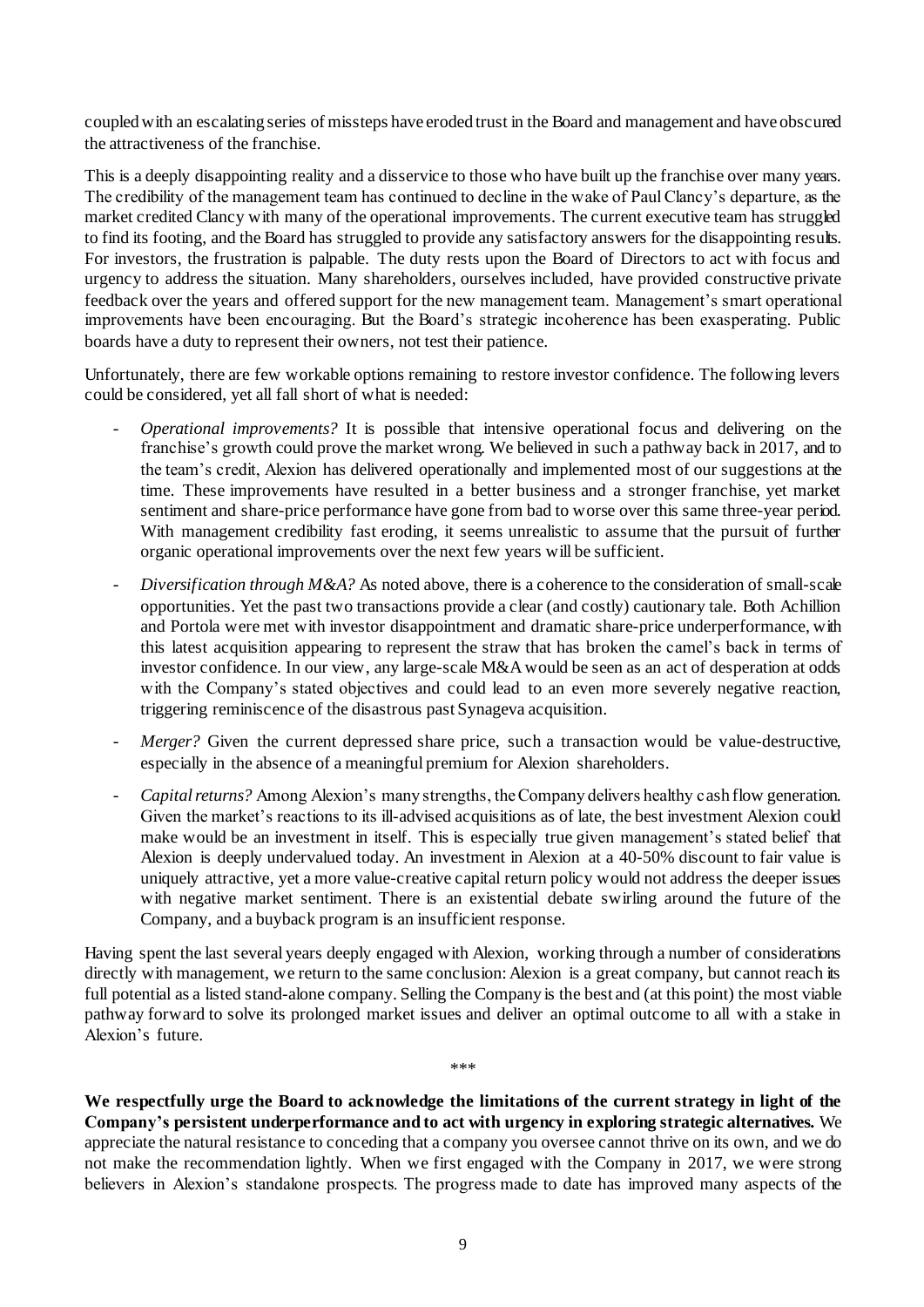coupled with an escalating series of missteps have eroded trust in the Board and management and have obscured the attractiveness of the franchise.

This is a deeply disappointing reality and a disservice to those who have built up the franchise over many years. The credibility of the management team has continued to decline in the wake of Paul Clancy's departure, as the market credited Clancy with many of the operational improvements. The current executive team has struggled to find its footing, and the Board has struggled to provide any satisfactory answers for the disappointing results. For investors, the frustration is palpable. The duty rests upon the Board of Directors to act with focus and urgency to address the situation. Many shareholders, ourselves included, have provided constructive private feedback over the years and offered support for the new management team. Management's smart operational improvements have been encouraging. But the Board's strategic incoherence has been exasperating. Public boards have a duty to represent their owners, not test their patience.

Unfortunately, there are few workable options remaining to restore investor confidence. The following levers could be considered, yet all fall short of what is needed:

- *Operational improvements?* It is possible that intensive operational focus and delivering on the franchise's growth could prove the market wrong. We believed in such a pathway back in 2017, and to the team's credit, Alexion has delivered operationally and implemented most of our suggestions at the time. These improvements have resulted in a better business and a stronger franchise, yet market sentiment and share-price performance have gone from bad to worse over this same three-year period. With management credibility fast eroding, it seems unrealistic to assume that the pursuit of further organic operational improvements over the next few years will be sufficient.
- *Diversification through M&A?* As noted above, there is a coherence to the consideration of small-scale opportunities. Yet the past two transactions provide a clear (and costly) cautionary tale. Both Achillion and Portola were met with investor disappointment and dramatic share-price underperformance, with this latest acquisition appearing to represent the straw that has broken the camel's back in terms of investor confidence. In our view, any large-scale M&A would be seen as an act of desperation at odds with the Company's stated objectives and could lead to an even more severely negative reaction, triggering reminiscence of the disastrous past Synageva acquisition.
- *Merger?* Given the current depressed share price, such a transaction would be value-destructive, especially in the absence of a meaningful premium for Alexion shareholders.
- *Capital returns?* Among Alexion's many strengths, the Company delivers healthy cash flow generation. Given the market's reactions to its ill-advised acquisitions as of late, the best investment Alexion could make would be an investment in itself. This is especially true given management's stated belief that Alexion is deeply undervalued today. An investment in Alexion at a 40-50% discount to fair value is uniquely attractive, yet a more value-creative capital return policy would not address the deeper issues with negative market sentiment. There is an existential debate swirling around the future of the Company, and a buyback program is an insufficient response.

Having spent the last several years deeply engaged with Alexion, working through a number of considerations directly with management, we return to the same conclusion: Alexion is a great company, but cannot reach its full potential as a listed stand-alone company. Selling the Company is the best and (at this point) the most viable pathway forward to solve its prolonged market issues and deliver an optimal outcome to all with a stake in Alexion's future.

\*\*\*

**We respectfully urge the Board to acknowledge the limitations of the current strategy in light of the Company's persistent underperformance and to act with urgency in exploring strategic alternatives.** We appreciate the natural resistance to conceding that a company you oversee cannot thrive on its own, and we do not make the recommendation lightly. When we first engaged with the Company in 2017, we were strong believers in Alexion's standalone prospects. The progress made to date has improved many aspects of the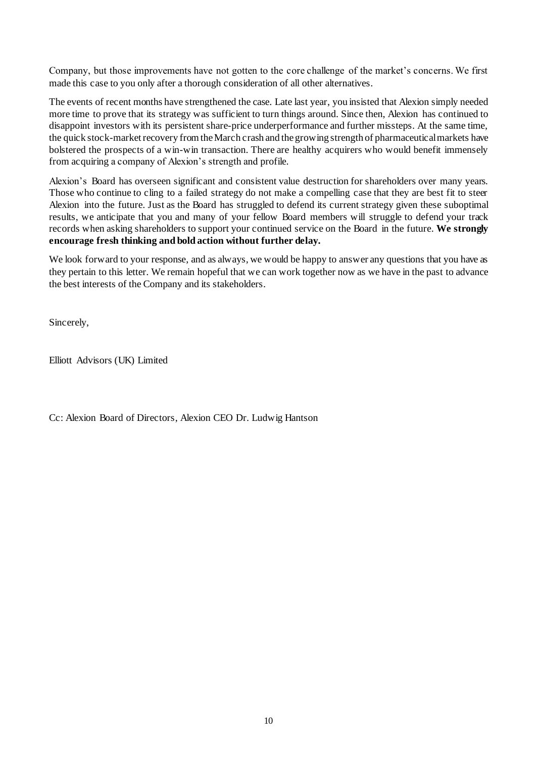Company, but those improvements have not gotten to the core challenge of the market's concerns. We first made this case to you only after a thorough consideration of all other alternatives.

The events of recent months have strengthened the case. Late last year, you insisted that Alexion simply needed more time to prove that its strategy was sufficient to turn things around. Since then, Alexion has continued to disappoint investors with its persistent share-price underperformance and further missteps. At the same time, the quick stock-market recovery from the March crash and the growing strength of pharmaceutical markets have bolstered the prospects of a win-win transaction. There are healthy acquirers who would benefit immensely from acquiring a company of Alexion's strength and profile.

Alexion's Board has overseen significant and consistent value destruction for shareholders over many years. Those who continue to cling to a failed strategy do not make a compelling case that they are best fit to steer Alexion into the future. Just as the Board has struggled to defend its current strategy given these suboptimal results, we anticipate that you and many of your fellow Board members will struggle to defend your track records when asking shareholders to support your continued service on the Board in the future. **We strongly encourage fresh thinking and bold action without further delay.**

We look forward to your response, and as always, we would be happy to answer any questions that you have as they pertain to this letter. We remain hopeful that we can work together now as we have in the past to advance the best interests of the Company and its stakeholders.

Sincerely,

Elliott Advisors (UK) Limited

Cc: Alexion Board of Directors, Alexion CEO Dr. Ludwig Hantson